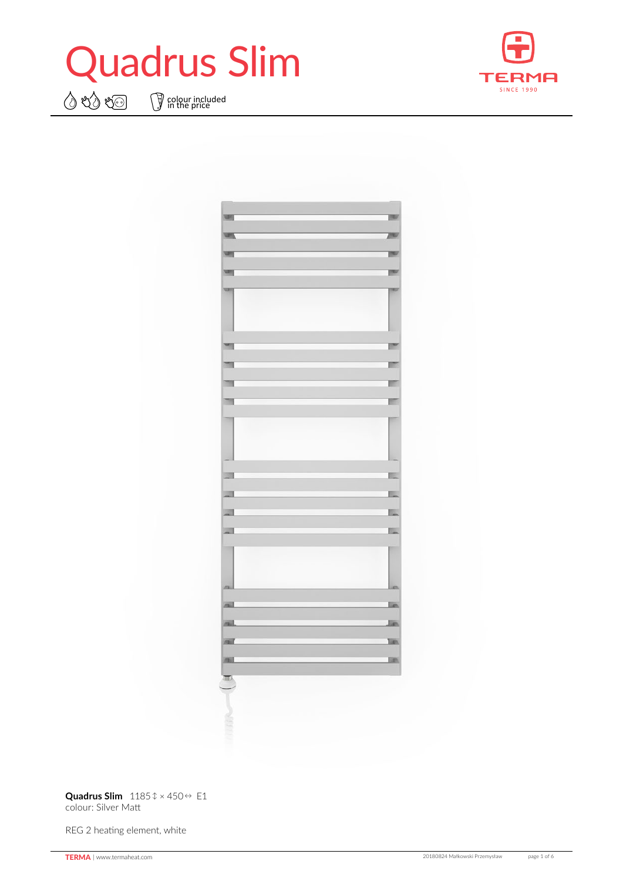# Quadrus Slim

colour included in the price

**Quadrus Slim** 1185↕ × 450↔ E1
colour: Silver Matt

REG 2 heating element, white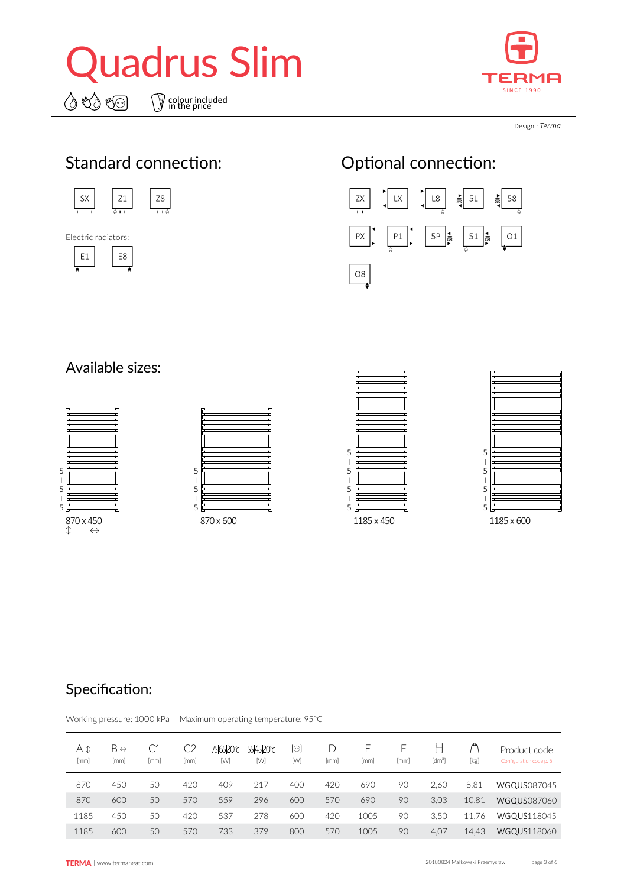# Quadrus Slim

colour included in the price

TERMA
SINCE 1990

Design : *Terma*

## Standard connection:

SX | Z1 | Z8

Electric radiators:

E1 | E8

## Optional connection:

ZX | LX | L8 | 5L | 58

PX | P1 | 5P | 51 | O1

O8

## Available sizes:

870 x 450

870 x 600

1185 x 450

1185 x 600

## Specification:

Working pressure: 1000 kPa    Maximum operating temperature: 95°C

| A ↕ [mm] | B ↔ [mm] | C1 [mm] | C2 [mm] | 75/65/20°C [W] | 55/45/20°C [W] | [W] | D [mm] | E [mm] | F [mm] | [dm³] | [kg] | Product code (Configuration code p. 5) |
|---|---|---|---|---|---|---|---|---|---|---|---|---|
| 870 | 450 | 50 | 420 | 409 | 217 | 400 | 420 | 690 | 90 | 2,60 | 8,81 | WGQUS087045 |
| 870 | 600 | 50 | 570 | 559 | 296 | 600 | 570 | 690 | 90 | 3,03 | 10,81 | WGQUS087060 |
| 1185 | 450 | 50 | 420 | 537 | 278 | 600 | 420 | 1005 | 90 | 3,50 | 11,76 | WGQUS118045 |
| 1185 | 600 | 50 | 570 | 733 | 379 | 800 | 570 | 1005 | 90 | 4,07 | 14,43 | WGQUS118060 |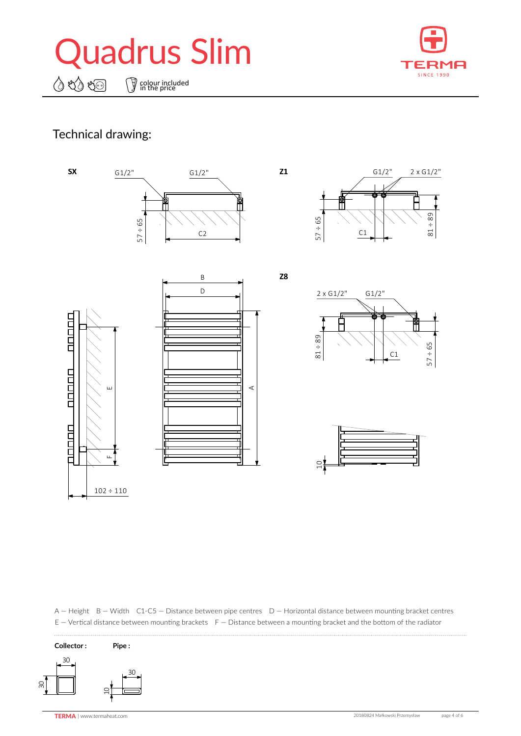# Quadrus Slim

colour included in the price

## Technical drawing:

**SX**

G1/2" G1/2"

57 ÷ 65

C2

**Z1**

G1/2" 2 x G1/2"

57 ÷ 65

C1

81 ÷ 89

B

D

E

A

F

102 ÷ 110

**Z8**

2 x G1/2" G1/2"

81 ÷ 89

C1

57 ÷ 65

10

A – Height B – Width C1-C5 – Distance between pipe centres D – Horizontal distance between mounting bracket centres
E – Vertical distance between mounting brackets F – Distance between a mounting bracket and the bottom of the radiator

**Collector :**

30

30

**Pipe :**

30

10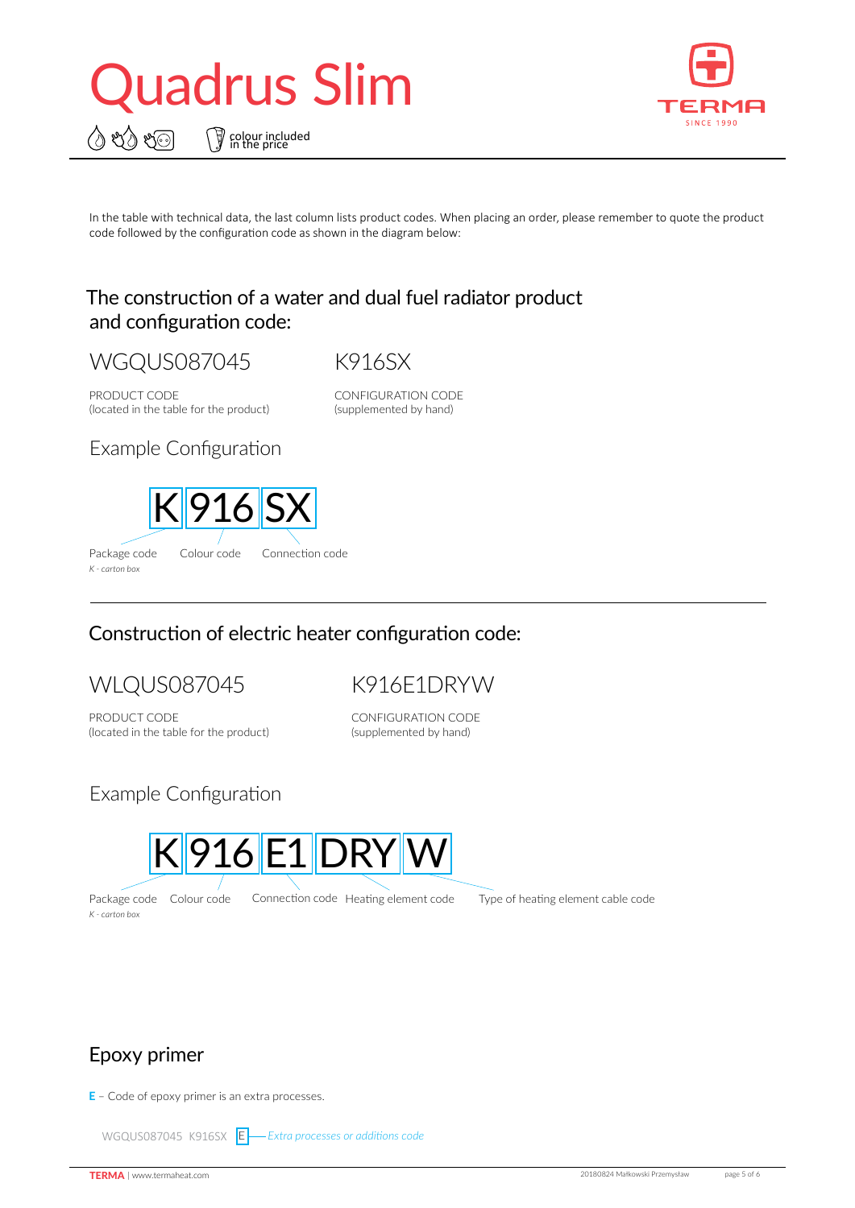# Quadrus Slim

colour included in the price

In the table with technical data, the last column lists product codes. When placing an order, please remember to quote the product code followed by the configuration code as shown in the diagram below:

## The construction of a water and dual fuel radiator product and configuration code:

WGQUS087045

PRODUCT CODE
(located in the table for the product)

K916SX

CONFIGURATION CODE
(supplemented by hand)

### Example Configuration

K | 916 | SX

Package code
*K - carton box*

Colour code

Connection code

---

## Construction of electric heater configuration code:

WLQUS087045

PRODUCT CODE
(located in the table for the product)

K916E1DRYW

CONFIGURATION CODE
(supplemented by hand)

### Example Configuration

K | 916 | E1 | DRY | W

Package code
*K - carton box*

Colour code

Connection code

Heating element code

Type of heating element cable code

## Epoxy primer

**E** – Code of epoxy primer is an extra processes.

WGQUS087045 K916SX E — *Extra processes or additions code*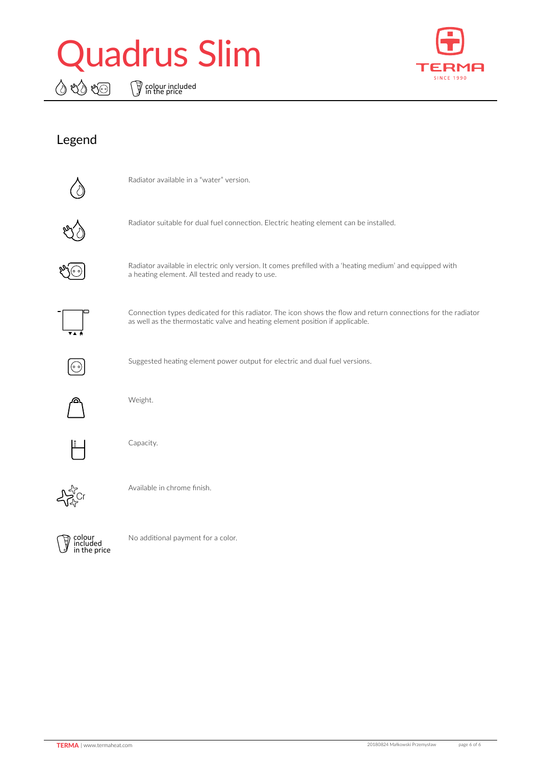# Quadrus Slim

colour included in the price

## Legend

Radiator available in a "water" version.

Radiator suitable for dual fuel connection. Electric heating element can be installed.

Radiator available in electric only version. It comes prefilled with a 'heating medium' and equipped with a heating element. All tested and ready to use.

Connection types dedicated for this radiator. The icon shows the flow and return connections for the radiator as well as the thermostatic valve and heating element position if applicable.

Suggested heating element power output for electric and dual fuel versions.

Weight.

Capacity.

Cr

Available in chrome finish.

colour included in the price

No additional payment for a color.